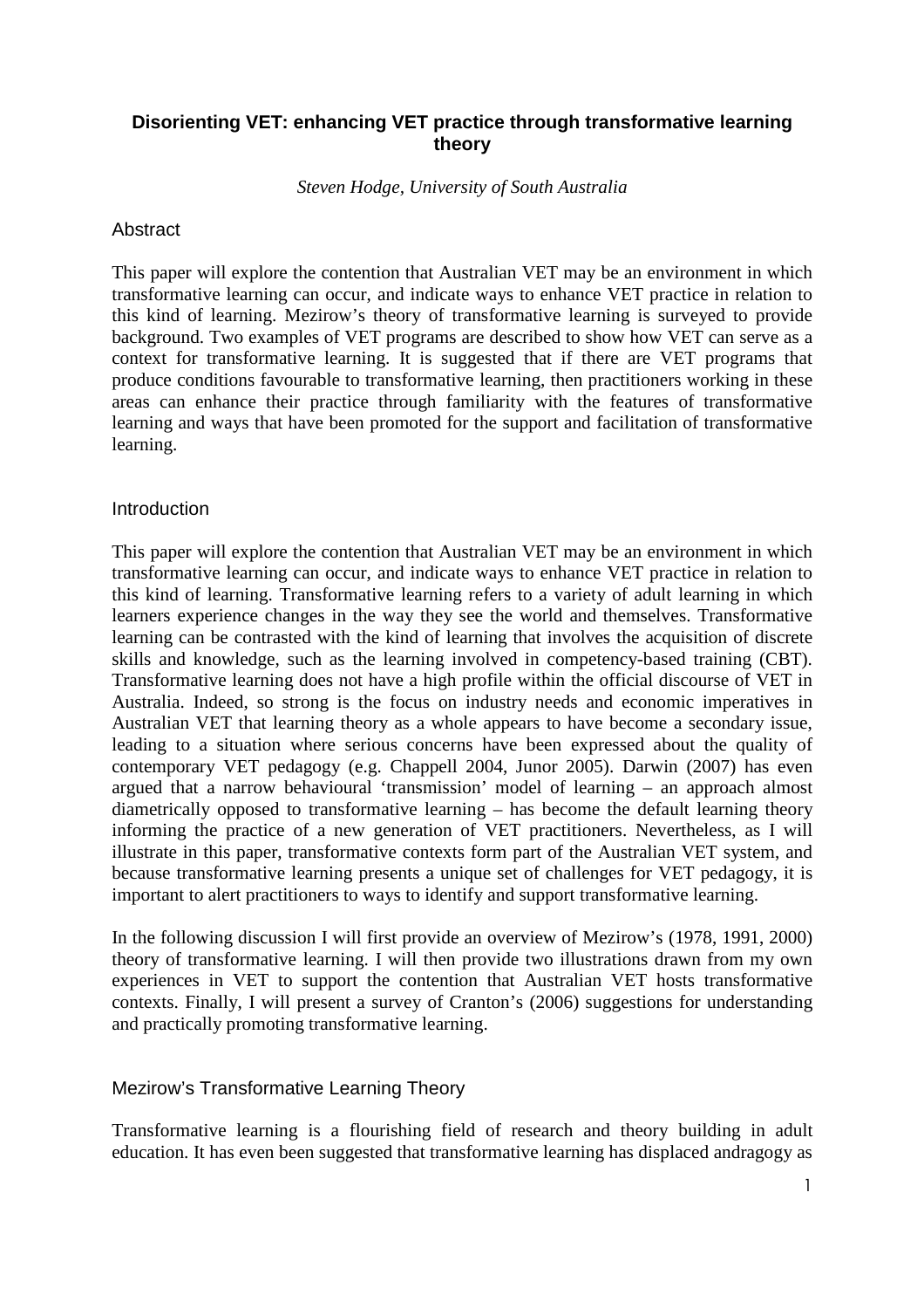# Disorienting VET: enhancing VET practice through transformative learning theory

*Steven Hodge, University of South Australia*

## Abstract

This paper will explore the contention that Australian VET may be an environment in which transformative learning can occur, and indicate ways to enhance VET practice in relation to this kind of learning. Mezirow's theory of transformative learning is surveyed to provide background. Two examples of VET programs are described to show how VET can serve as a context for transformative learning. It is suggested that if there are VET programs that produce conditions favourable to transformative learning, then practitioners working in these areas can enhance their practice through familiarity with the features of transformative learning and ways that have been promoted for the support and facilitation of transformative learning.

## Introduction

This paper will explore the contention that Australian VET may be an environment in which transformative learning can occur, and indicate ways to enhance VET practice in relation to this kind of learning. Transformative learning refers to a variety of adult learning in which learners experience changes in the way they see the world and themselves. Transformative learning can be contrasted with the kind of learning that involves the acquisition of discrete skills and knowledge, such as the learning involved in competency-based training (CBT). Transformative learning does not have a high profile within the official discourse of VET in Australia. Indeed, so strong is the focus on industry needs and economic imperatives in Australian VET that learning theory as a whole appears to have become a secondary issue, leading to a situation where serious concerns have been expressed about the quality of contemporary VET pedagogy (e.g. Chappell 2004, Junor 2005). Darwin (2007) has even argued that a narrow behavioural 'transmission' model of learning – an approach almost diametrically opposed to transformative learning – has become the default learning theory informing the practice of a new generation of VET practitioners. Nevertheless, as I will illustrate in this paper, transformative contexts form part of the Australian VET system, and because transformative learning presents a unique set of challenges for VET pedagogy, it is important to alert practitioners to ways to identify and support transformative learning.

In the following discussion I will first provide an overview of Mezirow's (1978, 1991, 2000) theory of transformative learning. I will then provide two illustrations drawn from my own experiences in VET to support the contention that Australian VET hosts transformative contexts. Finally, I will present a survey of Cranton's (2006) suggestions for understanding and practically promoting transformative learning.

## Mezirow's Transformative Learning Theory

Transformative learning is a flourishing field of research and theory building in adult education. It has even been suggested that transformative learning has displaced andragogy as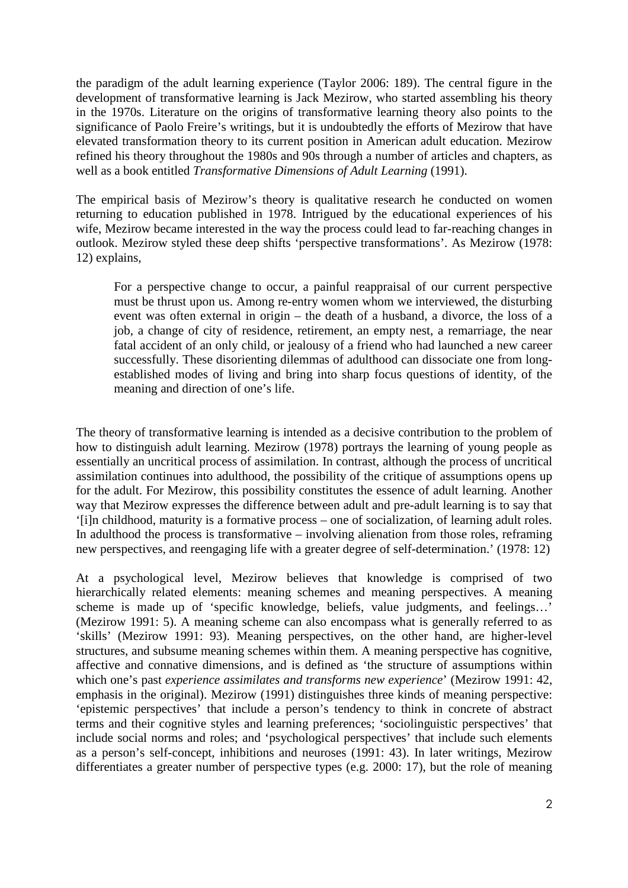the paradigm of the adult learning experience (Taylor 2006: 189). The central figure in the development of transformative learning is Jack Mezirow, who started assembling his theory in the 1970s. Literature on the origins of transformative learning theory also points to the significance of Paolo Freire's writings, but it is undoubtedly the efforts of Mezirow that have elevated transformation theory to its current position in American adult education. Mezirow refined his theory throughout the 1980s and 90s through a number of articles and chapters, as well as a book entitled *Transformative Dimensions of Adult Learning* (1991).

The empirical basis of Mezirow's theory is qualitative research he conducted on women returning to education published in 1978. Intrigued by the educational experiences of his wife, Mezirow became interested in the way the process could lead to far-reaching changes in outlook. Mezirow styled these deep shifts 'perspective transformations'. As Mezirow (1978: 12) explains,

> For a perspective change to occur, a painful reappraisal of our current perspective must be thrust upon us. Among re-entry women whom we interviewed, the disturbing event was often external in origin – the death of a husband, a divorce, the loss of a job, a change of city of residence, retirement, an empty nest, a remarriage, the near fatal accident of an only child, or jealousy of a friend who had launched a new career successfully. These disorienting dilemmas of adulthood can dissociate one from long-established modes of living and bring into sharp focus questions of identity, of the meaning and direction of one's life.

The theory of transformative learning is intended as a decisive contribution to the problem of how to distinguish adult learning. Mezirow (1978) portrays the learning of young people as essentially an uncritical process of assimilation. In contrast, although the process of uncritical assimilation continues into adulthood, the possibility of the critique of assumptions opens up for the adult. For Mezirow, this possibility constitutes the essence of adult learning. Another way that Mezirow expresses the difference between adult and pre-adult learning is to say that '[i]n childhood, maturity is a formative process – one of socialization, of learning adult roles. In adulthood the process is transformative – involving alienation from those roles, reframing new perspectives, and reengaging life with a greater degree of self-determination.' (1978: 12)

At a psychological level, Mezirow believes that knowledge is comprised of two hierarchically related elements: meaning schemes and meaning perspectives. A meaning scheme is made up of 'specific knowledge, beliefs, value judgments, and feelings…' (Mezirow 1991: 5). A meaning scheme can also encompass what is generally referred to as 'skills' (Mezirow 1991: 93). Meaning perspectives, on the other hand, are higher-level structures, and subsume meaning schemes within them. A meaning perspective has cognitive, affective and connative dimensions, and is defined as 'the structure of assumptions within which one's past *experience assimilates and transforms new experience*' (Mezirow 1991: 42, emphasis in the original). Mezirow (1991) distinguishes three kinds of meaning perspective: 'epistemic perspectives' that include a person's tendency to think in concrete of abstract terms and their cognitive styles and learning preferences; 'sociolinguistic perspectives' that include social norms and roles; and 'psychological perspectives' that include such elements as a person's self-concept, inhibitions and neuroses (1991: 43). In later writings, Mezirow differentiates a greater number of perspective types (e.g. 2000: 17), but the role of meaning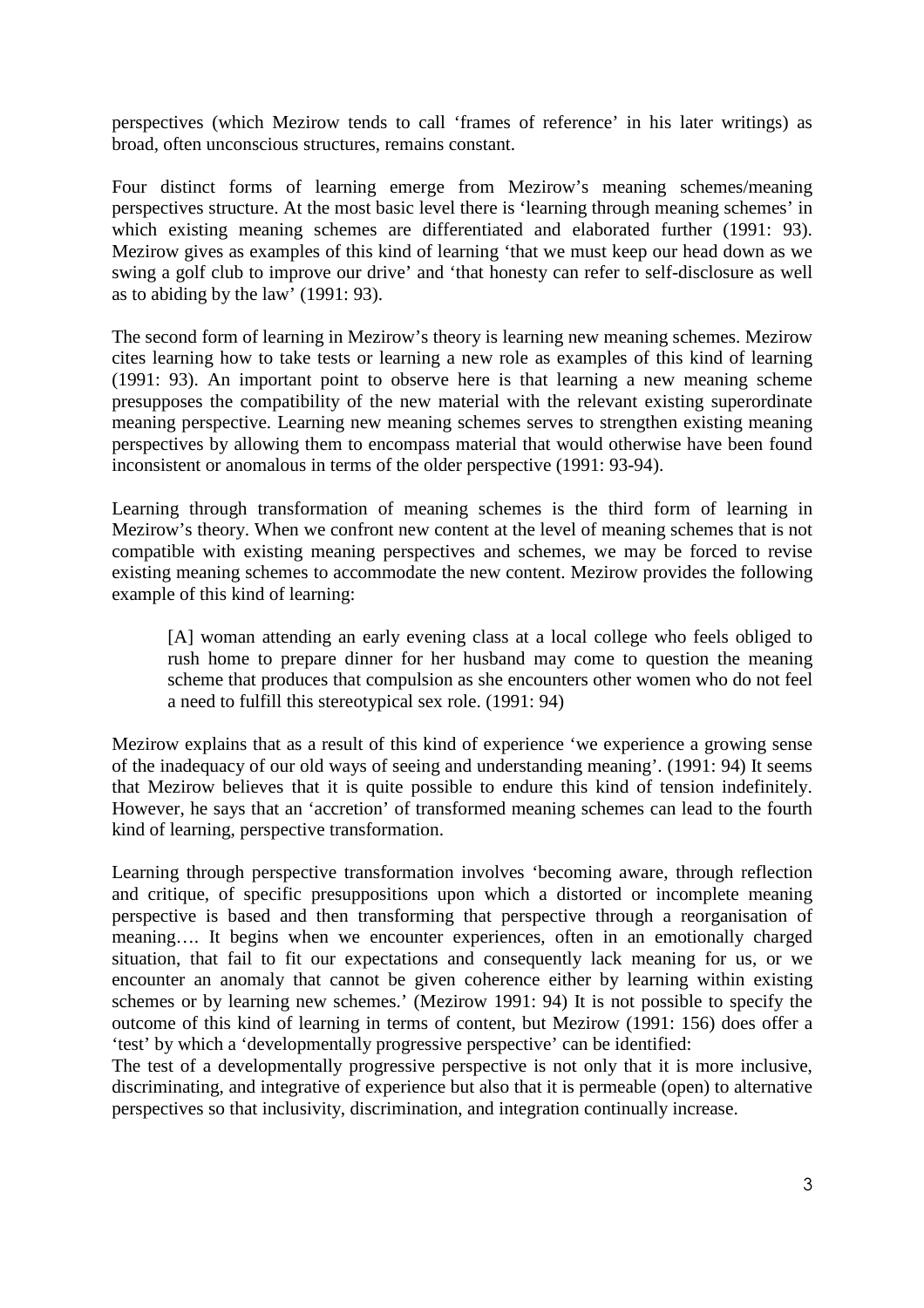perspectives (which Mezirow tends to call 'frames of reference' in his later writings) as broad, often unconscious structures, remains constant.

Four distinct forms of learning emerge from Mezirow's meaning schemes/meaning perspectives structure. At the most basic level there is 'learning through meaning schemes' in which existing meaning schemes are differentiated and elaborated further (1991: 93). Mezirow gives as examples of this kind of learning 'that we must keep our head down as we swing a golf club to improve our drive' and 'that honesty can refer to self-disclosure as well as to abiding by the law' (1991: 93).

The second form of learning in Mezirow's theory is learning new meaning schemes. Mezirow cites learning how to take tests or learning a new role as examples of this kind of learning (1991: 93). An important point to observe here is that learning a new meaning scheme presupposes the compatibility of the new material with the relevant existing superordinate meaning perspective. Learning new meaning schemes serves to strengthen existing meaning perspectives by allowing them to encompass material that would otherwise have been found inconsistent or anomalous in terms of the older perspective (1991: 93-94).

Learning through transformation of meaning schemes is the third form of learning in Mezirow's theory. When we confront new content at the level of meaning schemes that is not compatible with existing meaning perspectives and schemes, we may be forced to revise existing meaning schemes to accommodate the new content. Mezirow provides the following example of this kind of learning:

> [A] woman attending an early evening class at a local college who feels obliged to rush home to prepare dinner for her husband may come to question the meaning scheme that produces that compulsion as she encounters other women who do not feel a need to fulfill this stereotypical sex role. (1991: 94)

Mezirow explains that as a result of this kind of experience 'we experience a growing sense of the inadequacy of our old ways of seeing and understanding meaning'. (1991: 94) It seems that Mezirow believes that it is quite possible to endure this kind of tension indefinitely. However, he says that an 'accretion' of transformed meaning schemes can lead to the fourth kind of learning, perspective transformation.

Learning through perspective transformation involves 'becoming aware, through reflection and critique, of specific presuppositions upon which a distorted or incomplete meaning perspective is based and then transforming that perspective through a reorganisation of meaning…. It begins when we encounter experiences, often in an emotionally charged situation, that fail to fit our expectations and consequently lack meaning for us, or we encounter an anomaly that cannot be given coherence either by learning within existing schemes or by learning new schemes.' (Mezirow 1991: 94) It is not possible to specify the outcome of this kind of learning in terms of content, but Mezirow (1991: 156) does offer a 'test' by which a 'developmentally progressive perspective' can be identified:

The test of a developmentally progressive perspective is not only that it is more inclusive, discriminating, and integrative of experience but also that it is permeable (open) to alternative perspectives so that inclusivity, discrimination, and integration continually increase.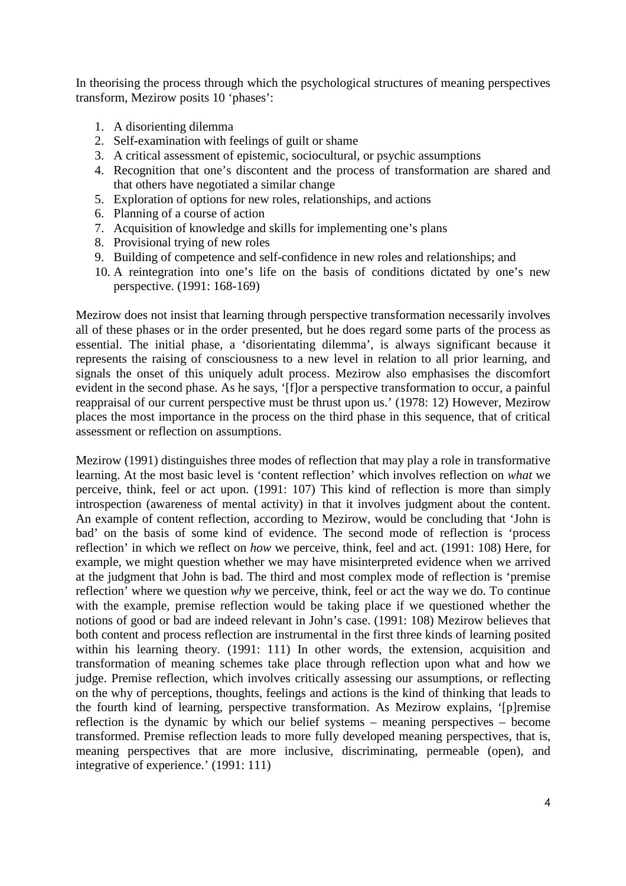In theorising the process through which the psychological structures of meaning perspectives transform, Mezirow posits 10 'phases':

1. A disorienting dilemma
2. Self-examination with feelings of guilt or shame
3. A critical assessment of epistemic, sociocultural, or psychic assumptions
4. Recognition that one's discontent and the process of transformation are shared and that others have negotiated a similar change
5. Exploration of options for new roles, relationships, and actions
6. Planning of a course of action
7. Acquisition of knowledge and skills for implementing one's plans
8. Provisional trying of new roles
9. Building of competence and self-confidence in new roles and relationships; and
10. A reintegration into one's life on the basis of conditions dictated by one's new perspective. (1991: 168-169)

Mezirow does not insist that learning through perspective transformation necessarily involves all of these phases or in the order presented, but he does regard some parts of the process as essential. The initial phase, a 'disorientating dilemma', is always significant because it represents the raising of consciousness to a new level in relation to all prior learning, and signals the onset of this uniquely adult process. Mezirow also emphasises the discomfort evident in the second phase. As he says, '[f]or a perspective transformation to occur, a painful reappraisal of our current perspective must be thrust upon us.' (1978: 12) However, Mezirow places the most importance in the process on the third phase in this sequence, that of critical assessment or reflection on assumptions.

Mezirow (1991) distinguishes three modes of reflection that may play a role in transformative learning. At the most basic level is 'content reflection' which involves reflection on *what* we perceive, think, feel or act upon. (1991: 107) This kind of reflection is more than simply introspection (awareness of mental activity) in that it involves judgment about the content. An example of content reflection, according to Mezirow, would be concluding that 'John is bad' on the basis of some kind of evidence. The second mode of reflection is 'process reflection' in which we reflect on *how* we perceive, think, feel and act. (1991: 108) Here, for example, we might question whether we may have misinterpreted evidence when we arrived at the judgment that John is bad. The third and most complex mode of reflection is 'premise reflection' where we question *why* we perceive, think, feel or act the way we do. To continue with the example, premise reflection would be taking place if we questioned whether the notions of good or bad are indeed relevant in John's case. (1991: 108) Mezirow believes that both content and process reflection are instrumental in the first three kinds of learning posited within his learning theory. (1991: 111) In other words, the extension, acquisition and transformation of meaning schemes take place through reflection upon what and how we judge. Premise reflection, which involves critically assessing our assumptions, or reflecting on the why of perceptions, thoughts, feelings and actions is the kind of thinking that leads to the fourth kind of learning, perspective transformation. As Mezirow explains, '[p]remise reflection is the dynamic by which our belief systems – meaning perspectives – become transformed. Premise reflection leads to more fully developed meaning perspectives, that is, meaning perspectives that are more inclusive, discriminating, permeable (open), and integrative of experience.' (1991: 111)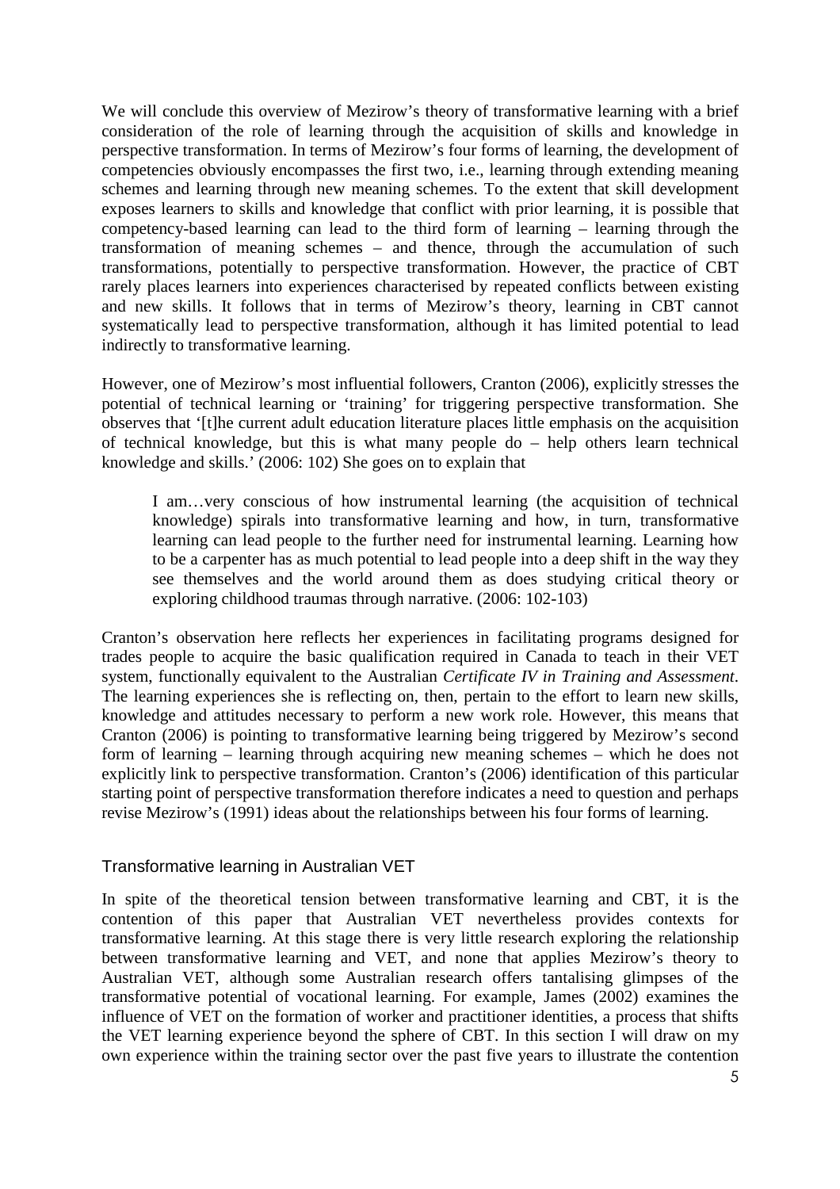We will conclude this overview of Mezirow's theory of transformative learning with a brief consideration of the role of learning through the acquisition of skills and knowledge in perspective transformation. In terms of Mezirow's four forms of learning, the development of competencies obviously encompasses the first two, i.e., learning through extending meaning schemes and learning through new meaning schemes. To the extent that skill development exposes learners to skills and knowledge that conflict with prior learning, it is possible that competency-based learning can lead to the third form of learning – learning through the transformation of meaning schemes – and thence, through the accumulation of such transformations, potentially to perspective transformation. However, the practice of CBT rarely places learners into experiences characterised by repeated conflicts between existing and new skills. It follows that in terms of Mezirow's theory, learning in CBT cannot systematically lead to perspective transformation, although it has limited potential to lead indirectly to transformative learning.

However, one of Mezirow's most influential followers, Cranton (2006), explicitly stresses the potential of technical learning or 'training' for triggering perspective transformation. She observes that '[t]he current adult education literature places little emphasis on the acquisition of technical knowledge, but this is what many people do – help others learn technical knowledge and skills.' (2006: 102) She goes on to explain that

> I am…very conscious of how instrumental learning (the acquisition of technical knowledge) spirals into transformative learning and how, in turn, transformative learning can lead people to the further need for instrumental learning. Learning how to be a carpenter has as much potential to lead people into a deep shift in the way they see themselves and the world around them as does studying critical theory or exploring childhood traumas through narrative. (2006: 102-103)

Cranton's observation here reflects her experiences in facilitating programs designed for trades people to acquire the basic qualification required in Canada to teach in their VET system, functionally equivalent to the Australian *Certificate IV in Training and Assessment*. The learning experiences she is reflecting on, then, pertain to the effort to learn new skills, knowledge and attitudes necessary to perform a new work role. However, this means that Cranton (2006) is pointing to transformative learning being triggered by Mezirow's second form of learning – learning through acquiring new meaning schemes – which he does not explicitly link to perspective transformation. Cranton's (2006) identification of this particular starting point of perspective transformation therefore indicates a need to question and perhaps revise Mezirow's (1991) ideas about the relationships between his four forms of learning.

## Transformative learning in Australian VET

In spite of the theoretical tension between transformative learning and CBT, it is the contention of this paper that Australian VET nevertheless provides contexts for transformative learning. At this stage there is very little research exploring the relationship between transformative learning and VET, and none that applies Mezirow's theory to Australian VET, although some Australian research offers tantalising glimpses of the transformative potential of vocational learning. For example, James (2002) examines the influence of VET on the formation of worker and practitioner identities, a process that shifts the VET learning experience beyond the sphere of CBT. In this section I will draw on my own experience within the training sector over the past five years to illustrate the contention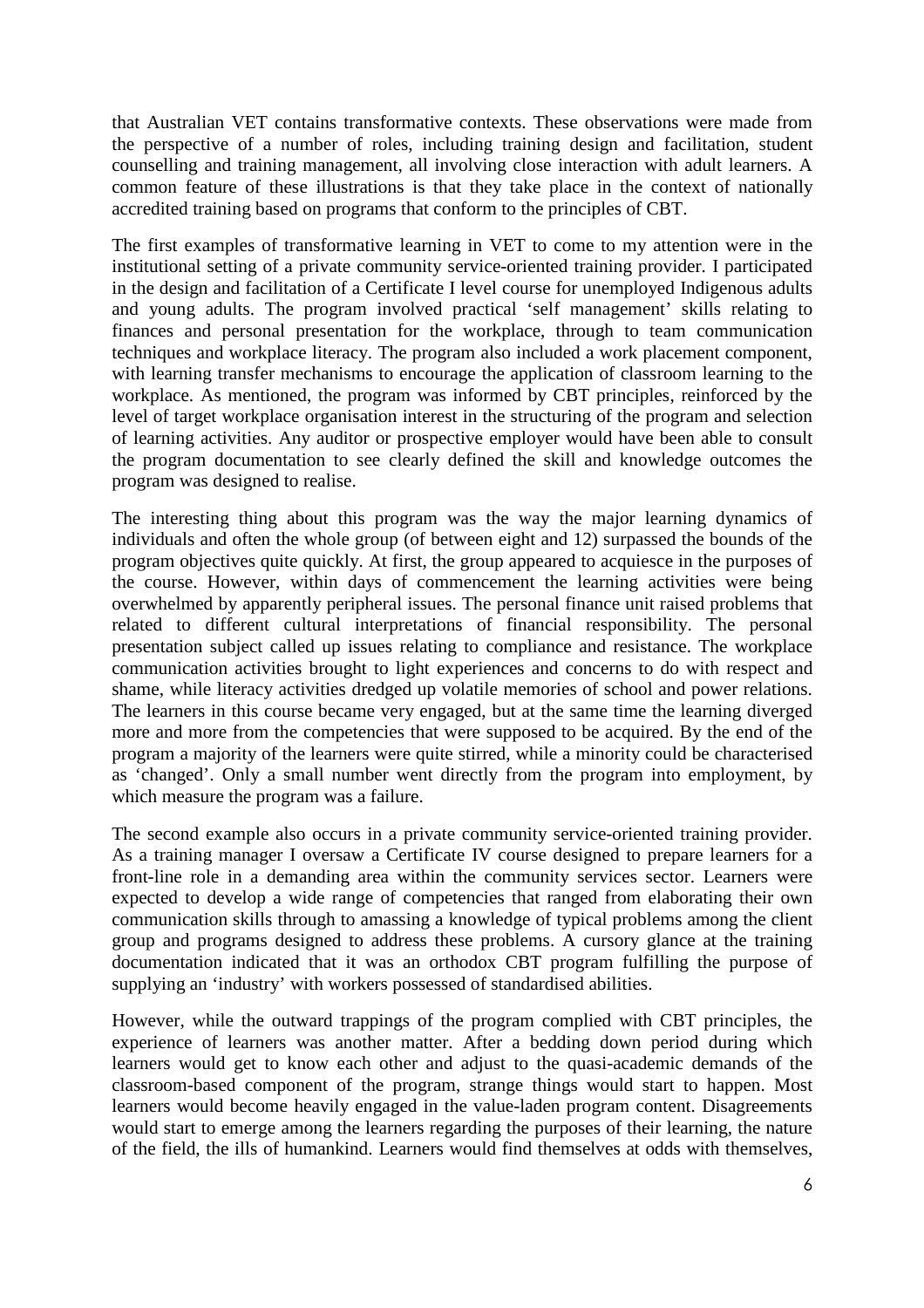that Australian VET contains transformative contexts. These observations were made from the perspective of a number of roles, including training design and facilitation, student counselling and training management, all involving close interaction with adult learners. A common feature of these illustrations is that they take place in the context of nationally accredited training based on programs that conform to the principles of CBT.

The first examples of transformative learning in VET to come to my attention were in the institutional setting of a private community service-oriented training provider. I participated in the design and facilitation of a Certificate I level course for unemployed Indigenous adults and young adults. The program involved practical 'self management' skills relating to finances and personal presentation for the workplace, through to team communication techniques and workplace literacy. The program also included a work placement component, with learning transfer mechanisms to encourage the application of classroom learning to the workplace. As mentioned, the program was informed by CBT principles, reinforced by the level of target workplace organisation interest in the structuring of the program and selection of learning activities. Any auditor or prospective employer would have been able to consult the program documentation to see clearly defined the skill and knowledge outcomes the program was designed to realise.

The interesting thing about this program was the way the major learning dynamics of individuals and often the whole group (of between eight and 12) surpassed the bounds of the program objectives quite quickly. At first, the group appeared to acquiesce in the purposes of the course. However, within days of commencement the learning activities were being overwhelmed by apparently peripheral issues. The personal finance unit raised problems that related to different cultural interpretations of financial responsibility. The personal presentation subject called up issues relating to compliance and resistance. The workplace communication activities brought to light experiences and concerns to do with respect and shame, while literacy activities dredged up volatile memories of school and power relations. The learners in this course became very engaged, but at the same time the learning diverged more and more from the competencies that were supposed to be acquired. By the end of the program a majority of the learners were quite stirred, while a minority could be characterised as 'changed'. Only a small number went directly from the program into employment, by which measure the program was a failure.

The second example also occurs in a private community service-oriented training provider. As a training manager I oversaw a Certificate IV course designed to prepare learners for a front-line role in a demanding area within the community services sector. Learners were expected to develop a wide range of competencies that ranged from elaborating their own communication skills through to amassing a knowledge of typical problems among the client group and programs designed to address these problems. A cursory glance at the training documentation indicated that it was an orthodox CBT program fulfilling the purpose of supplying an 'industry' with workers possessed of standardised abilities.

However, while the outward trappings of the program complied with CBT principles, the experience of learners was another matter. After a bedding down period during which learners would get to know each other and adjust to the quasi-academic demands of the classroom-based component of the program, strange things would start to happen. Most learners would become heavily engaged in the value-laden program content. Disagreements would start to emerge among the learners regarding the purposes of their learning, the nature of the field, the ills of humankind. Learners would find themselves at odds with themselves,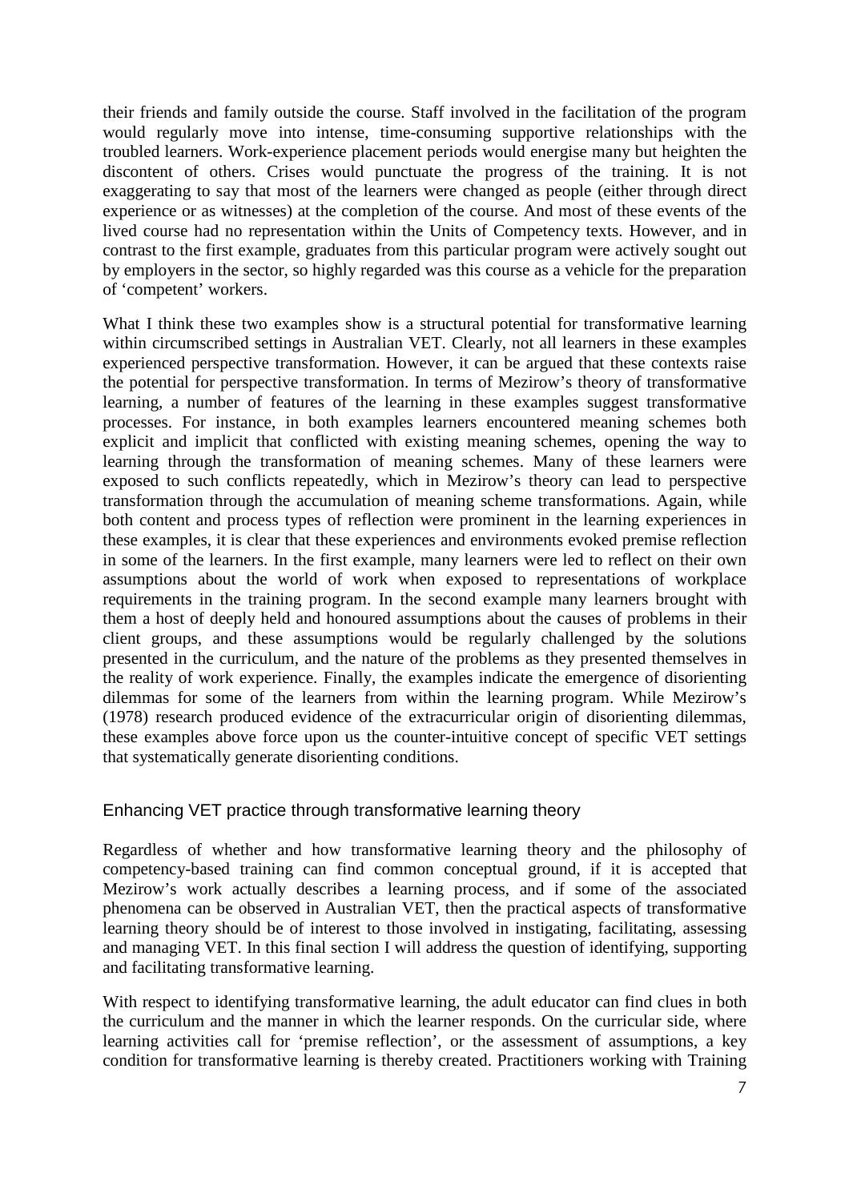their friends and family outside the course. Staff involved in the facilitation of the program would regularly move into intense, time-consuming supportive relationships with the troubled learners. Work-experience placement periods would energise many but heighten the discontent of others. Crises would punctuate the progress of the training. It is not exaggerating to say that most of the learners were changed as people (either through direct experience or as witnesses) at the completion of the course. And most of these events of the lived course had no representation within the Units of Competency texts. However, and in contrast to the first example, graduates from this particular program were actively sought out by employers in the sector, so highly regarded was this course as a vehicle for the preparation of 'competent' workers.

What I think these two examples show is a structural potential for transformative learning within circumscribed settings in Australian VET. Clearly, not all learners in these examples experienced perspective transformation. However, it can be argued that these contexts raise the potential for perspective transformation. In terms of Mezirow's theory of transformative learning, a number of features of the learning in these examples suggest transformative processes. For instance, in both examples learners encountered meaning schemes both explicit and implicit that conflicted with existing meaning schemes, opening the way to learning through the transformation of meaning schemes. Many of these learners were exposed to such conflicts repeatedly, which in Mezirow's theory can lead to perspective transformation through the accumulation of meaning scheme transformations. Again, while both content and process types of reflection were prominent in the learning experiences in these examples, it is clear that these experiences and environments evoked premise reflection in some of the learners. In the first example, many learners were led to reflect on their own assumptions about the world of work when exposed to representations of workplace requirements in the training program. In the second example many learners brought with them a host of deeply held and honoured assumptions about the causes of problems in their client groups, and these assumptions would be regularly challenged by the solutions presented in the curriculum, and the nature of the problems as they presented themselves in the reality of work experience. Finally, the examples indicate the emergence of disorienting dilemmas for some of the learners from within the learning program. While Mezirow's (1978) research produced evidence of the extracurricular origin of disorienting dilemmas, these examples above force upon us the counter-intuitive concept of specific VET settings that systematically generate disorienting conditions.

## Enhancing VET practice through transformative learning theory

Regardless of whether and how transformative learning theory and the philosophy of competency-based training can find common conceptual ground, if it is accepted that Mezirow's work actually describes a learning process, and if some of the associated phenomena can be observed in Australian VET, then the practical aspects of transformative learning theory should be of interest to those involved in instigating, facilitating, assessing and managing VET. In this final section I will address the question of identifying, supporting and facilitating transformative learning.

With respect to identifying transformative learning, the adult educator can find clues in both the curriculum and the manner in which the learner responds. On the curricular side, where learning activities call for 'premise reflection', or the assessment of assumptions, a key condition for transformative learning is thereby created. Practitioners working with Training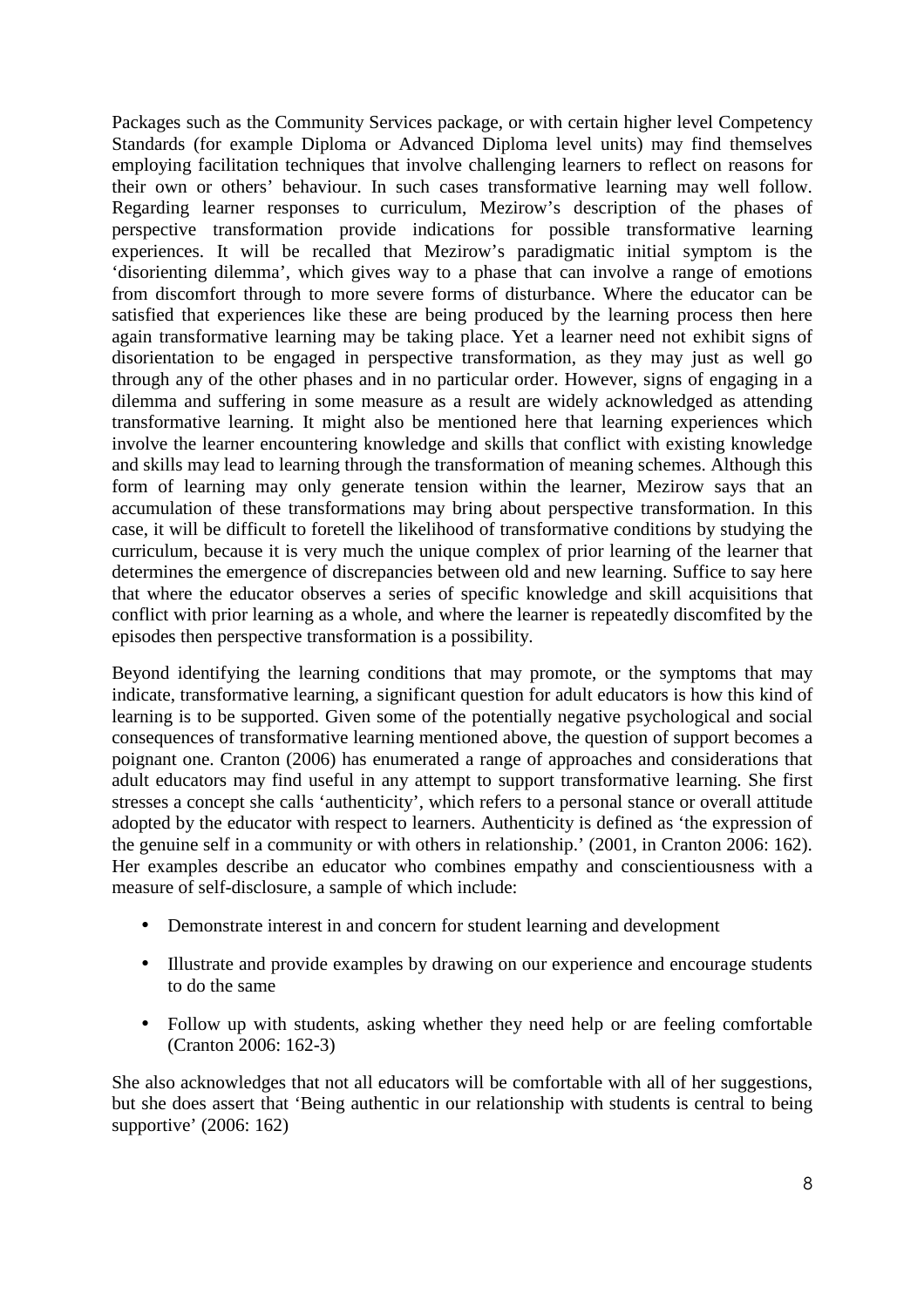Packages such as the Community Services package, or with certain higher level Competency Standards (for example Diploma or Advanced Diploma level units) may find themselves employing facilitation techniques that involve challenging learners to reflect on reasons for their own or others' behaviour. In such cases transformative learning may well follow. Regarding learner responses to curriculum, Mezirow's description of the phases of perspective transformation provide indications for possible transformative learning experiences. It will be recalled that Mezirow's paradigmatic initial symptom is the 'disorienting dilemma', which gives way to a phase that can involve a range of emotions from discomfort through to more severe forms of disturbance. Where the educator can be satisfied that experiences like these are being produced by the learning process then here again transformative learning may be taking place. Yet a learner need not exhibit signs of disorientation to be engaged in perspective transformation, as they may just as well go through any of the other phases and in no particular order. However, signs of engaging in a dilemma and suffering in some measure as a result are widely acknowledged as attending transformative learning. It might also be mentioned here that learning experiences which involve the learner encountering knowledge and skills that conflict with existing knowledge and skills may lead to learning through the transformation of meaning schemes. Although this form of learning may only generate tension within the learner, Mezirow says that an accumulation of these transformations may bring about perspective transformation. In this case, it will be difficult to foretell the likelihood of transformative conditions by studying the curriculum, because it is very much the unique complex of prior learning of the learner that determines the emergence of discrepancies between old and new learning. Suffice to say here that where the educator observes a series of specific knowledge and skill acquisitions that conflict with prior learning as a whole, and where the learner is repeatedly discomfited by the episodes then perspective transformation is a possibility.

Beyond identifying the learning conditions that may promote, or the symptoms that may indicate, transformative learning, a significant question for adult educators is how this kind of learning is to be supported. Given some of the potentially negative psychological and social consequences of transformative learning mentioned above, the question of support becomes a poignant one. Cranton (2006) has enumerated a range of approaches and considerations that adult educators may find useful in any attempt to support transformative learning. She first stresses a concept she calls 'authenticity', which refers to a personal stance or overall attitude adopted by the educator with respect to learners. Authenticity is defined as 'the expression of the genuine self in a community or with others in relationship.' (2001, in Cranton 2006: 162). Her examples describe an educator who combines empathy and conscientiousness with a measure of self-disclosure, a sample of which include:

- Demonstrate interest in and concern for student learning and development
- Illustrate and provide examples by drawing on our experience and encourage students to do the same
- Follow up with students, asking whether they need help or are feeling comfortable (Cranton 2006: 162-3)

She also acknowledges that not all educators will be comfortable with all of her suggestions, but she does assert that 'Being authentic in our relationship with students is central to being supportive' (2006: 162)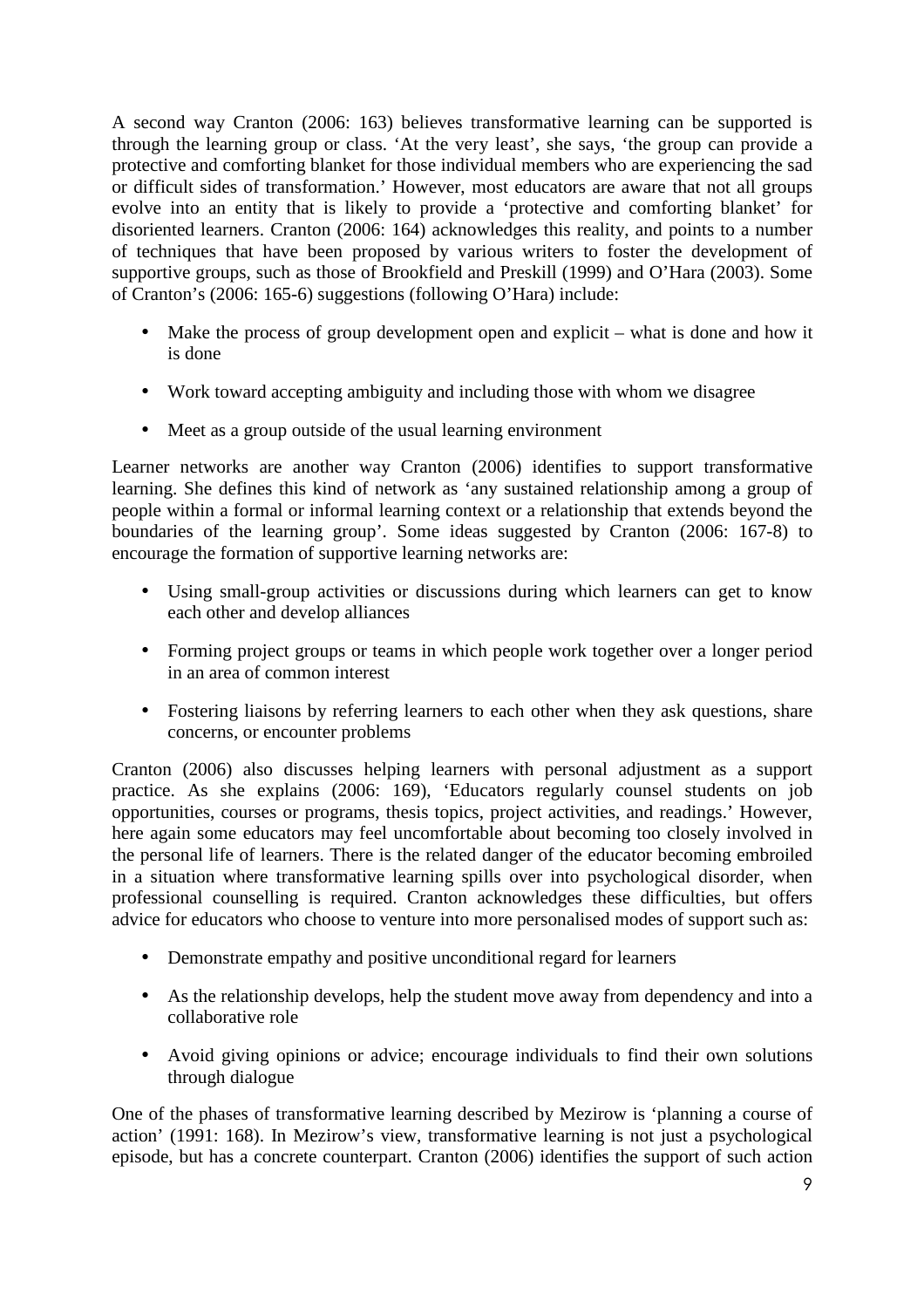A second way Cranton (2006: 163) believes transformative learning can be supported is through the learning group or class. 'At the very least', she says, 'the group can provide a protective and comforting blanket for those individual members who are experiencing the sad or difficult sides of transformation.' However, most educators are aware that not all groups evolve into an entity that is likely to provide a 'protective and comforting blanket' for disoriented learners. Cranton (2006: 164) acknowledges this reality, and points to a number of techniques that have been proposed by various writers to foster the development of supportive groups, such as those of Brookfield and Preskill (1999) and O'Hara (2003). Some of Cranton's (2006: 165-6) suggestions (following O'Hara) include:

- Make the process of group development open and explicit – what is done and how it is done
- Work toward accepting ambiguity and including those with whom we disagree
- Meet as a group outside of the usual learning environment

Learner networks are another way Cranton (2006) identifies to support transformative learning. She defines this kind of network as 'any sustained relationship among a group of people within a formal or informal learning context or a relationship that extends beyond the boundaries of the learning group'. Some ideas suggested by Cranton (2006: 167-8) to encourage the formation of supportive learning networks are:

- Using small-group activities or discussions during which learners can get to know each other and develop alliances
- Forming project groups or teams in which people work together over a longer period in an area of common interest
- Fostering liaisons by referring learners to each other when they ask questions, share concerns, or encounter problems

Cranton (2006) also discusses helping learners with personal adjustment as a support practice. As she explains (2006: 169), 'Educators regularly counsel students on job opportunities, courses or programs, thesis topics, project activities, and readings.' However, here again some educators may feel uncomfortable about becoming too closely involved in the personal life of learners. There is the related danger of the educator becoming embroiled in a situation where transformative learning spills over into psychological disorder, when professional counselling is required. Cranton acknowledges these difficulties, but offers advice for educators who choose to venture into more personalised modes of support such as:

- Demonstrate empathy and positive unconditional regard for learners
- As the relationship develops, help the student move away from dependency and into a collaborative role
- Avoid giving opinions or advice; encourage individuals to find their own solutions through dialogue

One of the phases of transformative learning described by Mezirow is 'planning a course of action' (1991: 168). In Mezirow's view, transformative learning is not just a psychological episode, but has a concrete counterpart. Cranton (2006) identifies the support of such action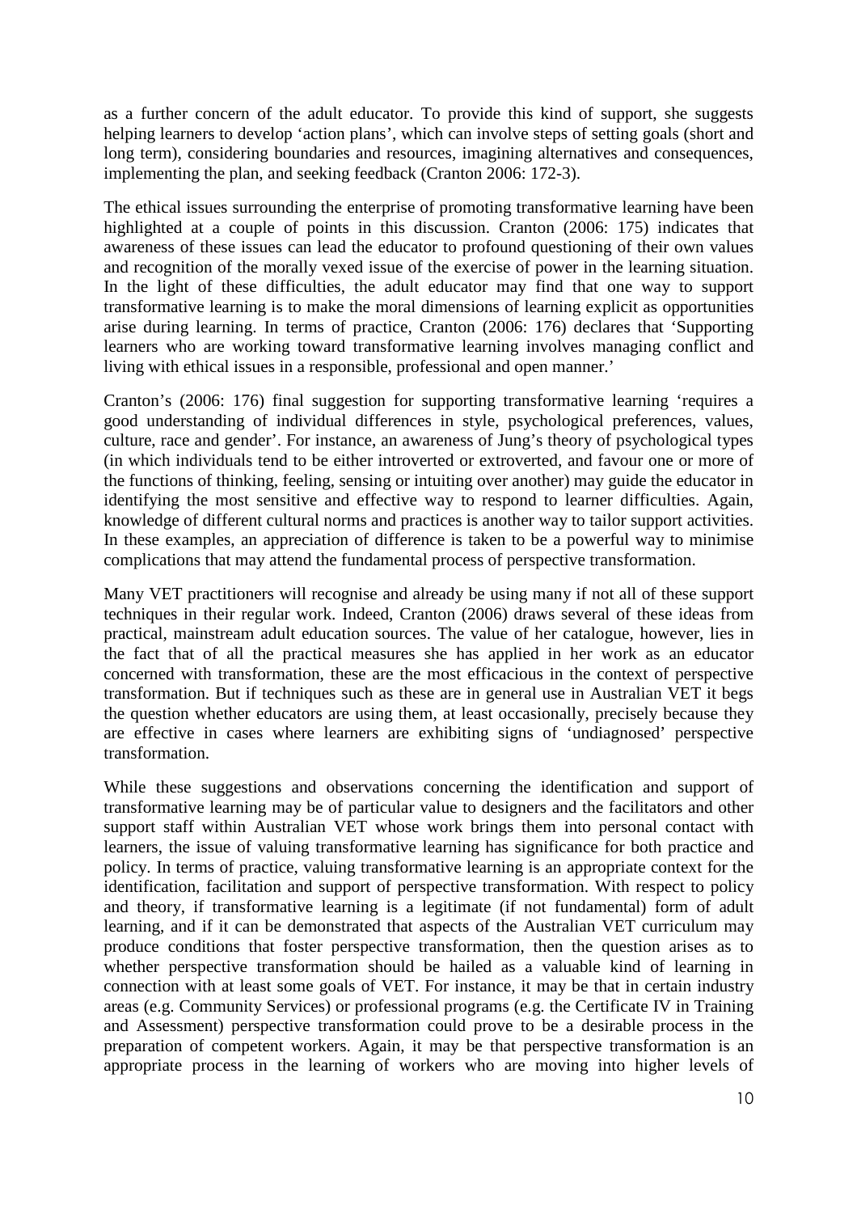as a further concern of the adult educator. To provide this kind of support, she suggests helping learners to develop 'action plans', which can involve steps of setting goals (short and long term), considering boundaries and resources, imagining alternatives and consequences, implementing the plan, and seeking feedback (Cranton 2006: 172-3).

The ethical issues surrounding the enterprise of promoting transformative learning have been highlighted at a couple of points in this discussion. Cranton (2006: 175) indicates that awareness of these issues can lead the educator to profound questioning of their own values and recognition of the morally vexed issue of the exercise of power in the learning situation. In the light of these difficulties, the adult educator may find that one way to support transformative learning is to make the moral dimensions of learning explicit as opportunities arise during learning. In terms of practice, Cranton (2006: 176) declares that 'Supporting learners who are working toward transformative learning involves managing conflict and living with ethical issues in a responsible, professional and open manner.'

Cranton's (2006: 176) final suggestion for supporting transformative learning 'requires a good understanding of individual differences in style, psychological preferences, values, culture, race and gender'. For instance, an awareness of Jung's theory of psychological types (in which individuals tend to be either introverted or extroverted, and favour one or more of the functions of thinking, feeling, sensing or intuiting over another) may guide the educator in identifying the most sensitive and effective way to respond to learner difficulties. Again, knowledge of different cultural norms and practices is another way to tailor support activities. In these examples, an appreciation of difference is taken to be a powerful way to minimise complications that may attend the fundamental process of perspective transformation.

Many VET practitioners will recognise and already be using many if not all of these support techniques in their regular work. Indeed, Cranton (2006) draws several of these ideas from practical, mainstream adult education sources. The value of her catalogue, however, lies in the fact that of all the practical measures she has applied in her work as an educator concerned with transformation, these are the most efficacious in the context of perspective transformation. But if techniques such as these are in general use in Australian VET it begs the question whether educators are using them, at least occasionally, precisely because they are effective in cases where learners are exhibiting signs of 'undiagnosed' perspective transformation.

While these suggestions and observations concerning the identification and support of transformative learning may be of particular value to designers and the facilitators and other support staff within Australian VET whose work brings them into personal contact with learners, the issue of valuing transformative learning has significance for both practice and policy. In terms of practice, valuing transformative learning is an appropriate context for the identification, facilitation and support of perspective transformation. With respect to policy and theory, if transformative learning is a legitimate (if not fundamental) form of adult learning, and if it can be demonstrated that aspects of the Australian VET curriculum may produce conditions that foster perspective transformation, then the question arises as to whether perspective transformation should be hailed as a valuable kind of learning in connection with at least some goals of VET. For instance, it may be that in certain industry areas (e.g. Community Services) or professional programs (e.g. the Certificate IV in Training and Assessment) perspective transformation could prove to be a desirable process in the preparation of competent workers. Again, it may be that perspective transformation is an appropriate process in the learning of workers who are moving into higher levels of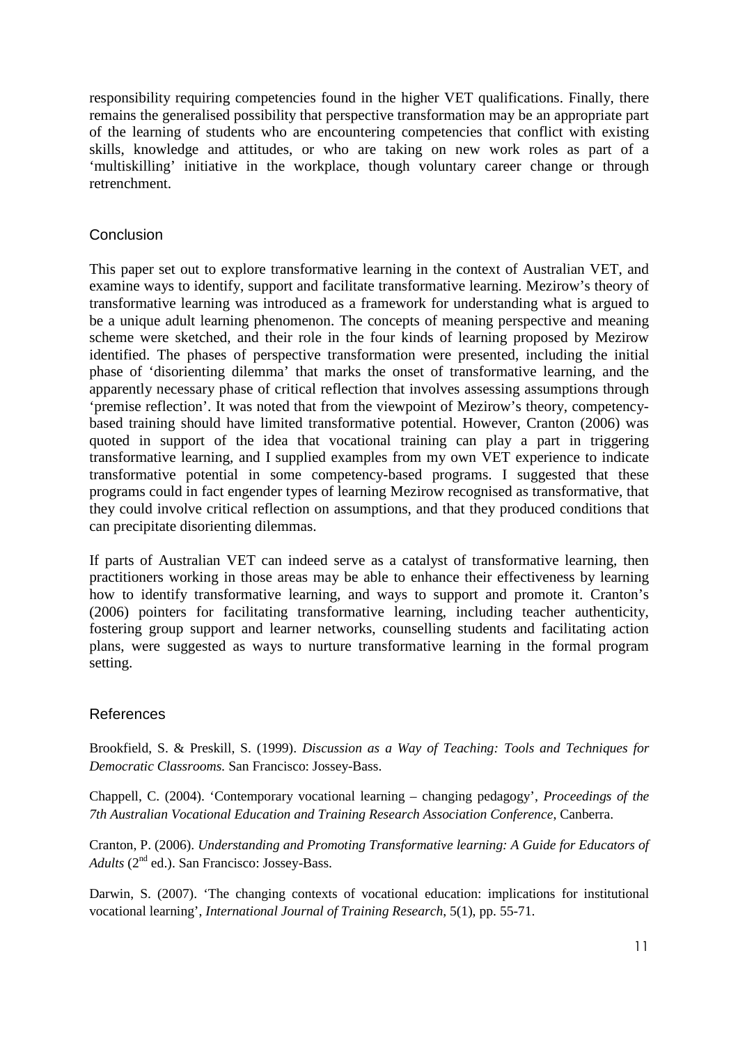responsibility requiring competencies found in the higher VET qualifications. Finally, there remains the generalised possibility that perspective transformation may be an appropriate part of the learning of students who are encountering competencies that conflict with existing skills, knowledge and attitudes, or who are taking on new work roles as part of a 'multiskilling' initiative in the workplace, though voluntary career change or through retrenchment.

## Conclusion

This paper set out to explore transformative learning in the context of Australian VET, and examine ways to identify, support and facilitate transformative learning. Mezirow's theory of transformative learning was introduced as a framework for understanding what is argued to be a unique adult learning phenomenon. The concepts of meaning perspective and meaning scheme were sketched, and their role in the four kinds of learning proposed by Mezirow identified. The phases of perspective transformation were presented, including the initial phase of 'disorienting dilemma' that marks the onset of transformative learning, and the apparently necessary phase of critical reflection that involves assessing assumptions through 'premise reflection'. It was noted that from the viewpoint of Mezirow's theory, competency-based training should have limited transformative potential. However, Cranton (2006) was quoted in support of the idea that vocational training can play a part in triggering transformative learning, and I supplied examples from my own VET experience to indicate transformative potential in some competency-based programs. I suggested that these programs could in fact engender types of learning Mezirow recognised as transformative, that they could involve critical reflection on assumptions, and that they produced conditions that can precipitate disorienting dilemmas.

If parts of Australian VET can indeed serve as a catalyst of transformative learning, then practitioners working in those areas may be able to enhance their effectiveness by learning how to identify transformative learning, and ways to support and promote it. Cranton's (2006) pointers for facilitating transformative learning, including teacher authenticity, fostering group support and learner networks, counselling students and facilitating action plans, were suggested as ways to nurture transformative learning in the formal program setting.

## References

Brookfield, S. & Preskill, S. (1999). *Discussion as a Way of Teaching: Tools and Techniques for Democratic Classrooms.* San Francisco: Jossey-Bass.

Chappell, C. (2004). 'Contemporary vocational learning – changing pedagogy', *Proceedings of the 7th Australian Vocational Education and Training Research Association Conference*, Canberra.

Cranton, P. (2006). *Understanding and Promoting Transformative learning: A Guide for Educators of Adults* (2nd ed.). San Francisco: Jossey-Bass.

Darwin, S. (2007). 'The changing contexts of vocational education: implications for institutional vocational learning', *International Journal of Training Research*, 5(1), pp. 55-71.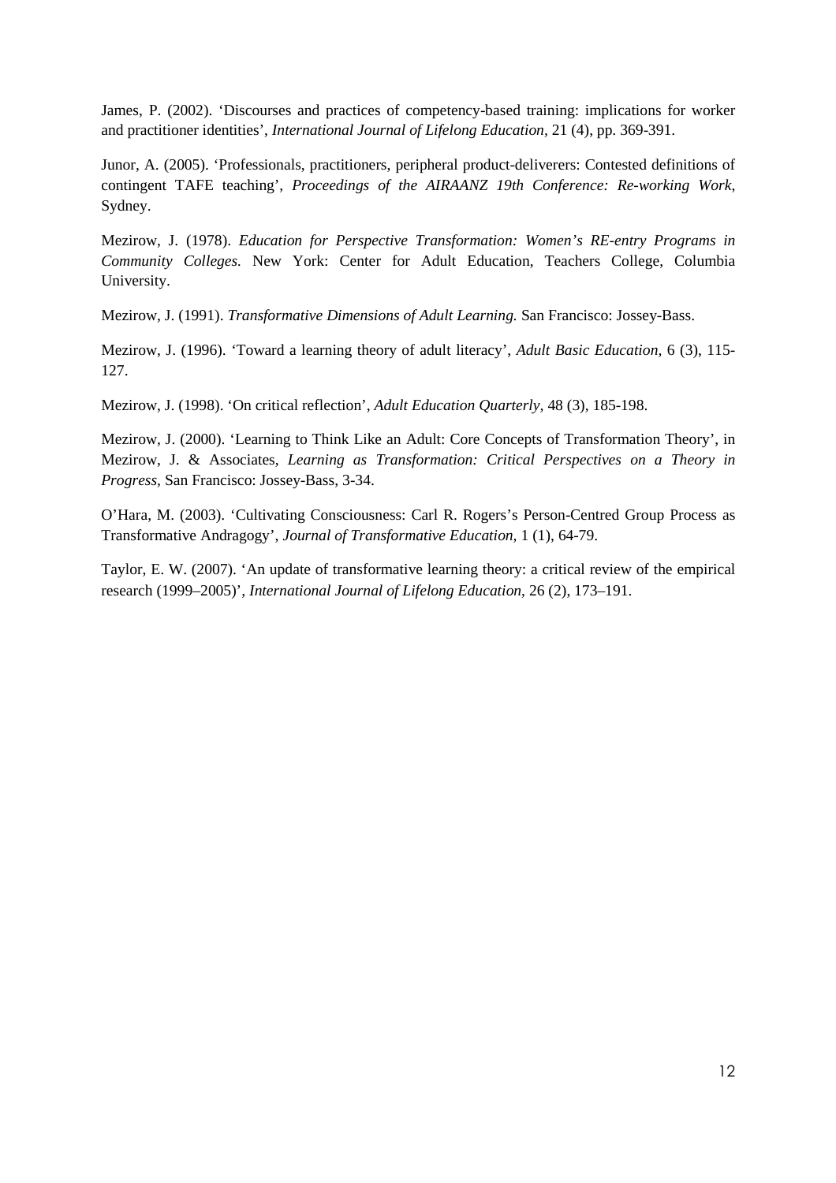James, P. (2002). 'Discourses and practices of competency-based training: implications for worker and practitioner identities', *International Journal of Lifelong Education,* 21 (4), pp. 369-391.

Junor, A. (2005). 'Professionals, practitioners, peripheral product-deliverers: Contested definitions of contingent TAFE teaching', *Proceedings of the AIRAANZ 19th Conference: Re-working Work*, Sydney.

Mezirow, J. (1978). *Education for Perspective Transformation: Women's RE-entry Programs in Community Colleges.* New York: Center for Adult Education, Teachers College, Columbia University.

Mezirow, J. (1991). *Transformative Dimensions of Adult Learning.* San Francisco: Jossey-Bass.

Mezirow, J. (1996). 'Toward a learning theory of adult literacy', *Adult Basic Education,* 6 (3), 115-127.

Mezirow, J. (1998). 'On critical reflection', *Adult Education Quarterly,* 48 (3), 185-198.

Mezirow, J. (2000). 'Learning to Think Like an Adult: Core Concepts of Transformation Theory', in Mezirow, J. & Associates, *Learning as Transformation: Critical Perspectives on a Theory in Progress*, San Francisco: Jossey-Bass, 3-34.

O'Hara, M. (2003). 'Cultivating Consciousness: Carl R. Rogers's Person-Centred Group Process as Transformative Andragogy', *Journal of Transformative Education,* 1 (1), 64-79.

Taylor, E. W. (2007). 'An update of transformative learning theory: a critical review of the empirical research (1999–2005)', *International Journal of Lifelong Education*, 26 (2), 173–191.